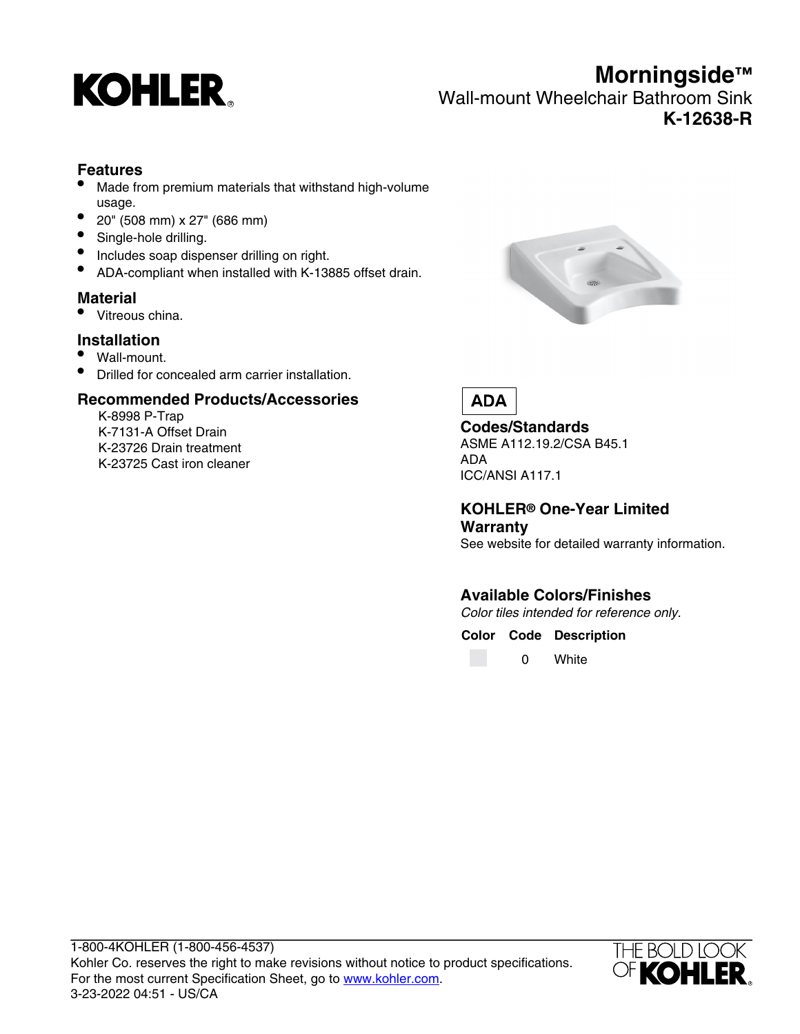# Morningside™

## Wall-mount Wheelchair Bathroom Sink

## K-12638-R

### Features

- Made from premium materials that withstand high-volume usage.
- 20" (508 mm) x 27" (686 mm)
- Single-hole drilling.
- Includes soap dispenser drilling on right.
- ADA-compliant when installed with K-13885 offset drain.

### Material

- Vitreous china.

### Installation

- Wall-mount.
- Drilled for concealed arm carrier installation.

### Recommended Products/Accessories

K-8998 P-Trap
K-7131-A Offset Drain
K-23726 Drain treatment
K-23725 Cast iron cleaner

ADA

### Codes/Standards

ASME A112.19.2/CSA B45.1
ADA
ICC/ANSI A117.1

### KOHLER® One-Year Limited Warranty

See website for detailed warranty information.

### Available Colors/Finishes

*Color tiles intended for reference only.*

| Color | Code | Description |
| --- | --- | --- |
| | 0 | White |

1-800-4KOHLER (1-800-456-4537)
Kohler Co. reserves the right to make revisions without notice to product specifications.
For the most current Specification Sheet, go to www.kohler.com.
3-23-2022 04:51 - US/CA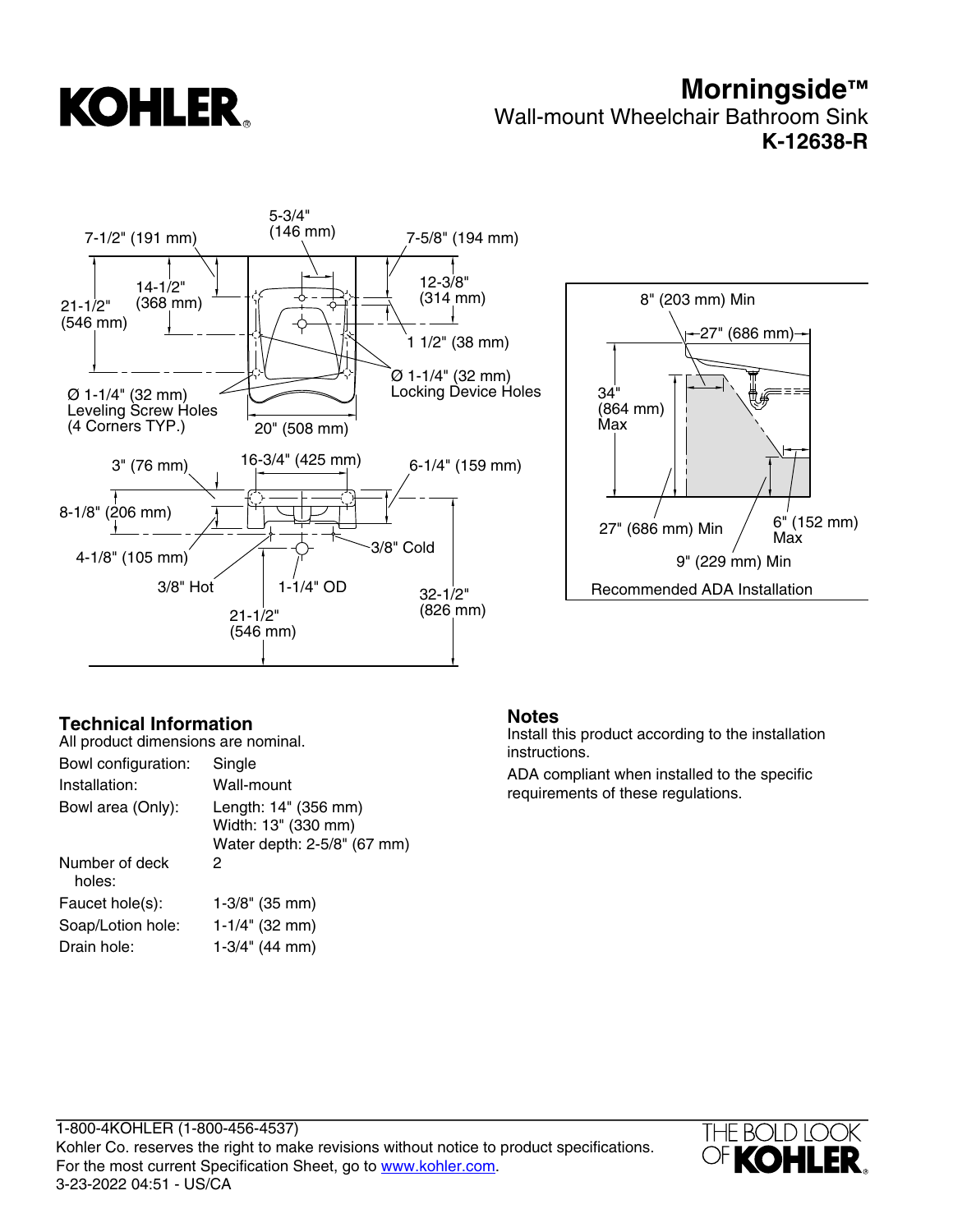# Morningside™

Wall-mount Wheelchair Bathroom Sink

**K-12638-R**

7-1/2" (191 mm)
5-3/4" (146 mm)
7-5/8" (194 mm)
14-1/2" (368 mm)
12-3/8" (314 mm)
21-1/2" (546 mm)
1 1/2" (38 mm)
Ø 1-1/4" (32 mm) Locking Device Holes
Ø 1-1/4" (32 mm) Leveling Screw Holes (4 Corners TYP.)
20" (508 mm)
3" (76 mm)
16-3/4" (425 mm)
6-1/4" (159 mm)
8-1/8" (206 mm)
4-1/8" (105 mm)
3/8" Cold
3/8" Hot
1-1/4" OD
21-1/2" (546 mm)
32-1/2" (826 mm)

8" (203 mm) Min
27" (686 mm)
34" (864 mm) Max
27" (686 mm) Min
6" (152 mm) Max
9" (229 mm) Min
Recommended ADA Installation

## Technical Information

All product dimensions are nominal.

| | |
|---|---|
| Bowl configuration: | Single |
| Installation: | Wall-mount |
| Bowl area (Only): | Length: 14" (356 mm)<br>Width: 13" (330 mm)<br>Water depth: 2-5/8" (67 mm) |
| Number of deck holes: | 2 |
| Faucet hole(s): | 1-3/8" (35 mm) |
| Soap/Lotion hole: | 1-1/4" (32 mm) |
| Drain hole: | 1-3/4" (44 mm) |

## Notes

Install this product according to the installation instructions.

ADA compliant when installed to the specific requirements of these regulations.

1-800-4KOHLER (1-800-456-4537)
Kohler Co. reserves the right to make revisions without notice to product specifications.
For the most current Specification Sheet, go to www.kohler.com.
3-23-2022 04:51 - US/CA